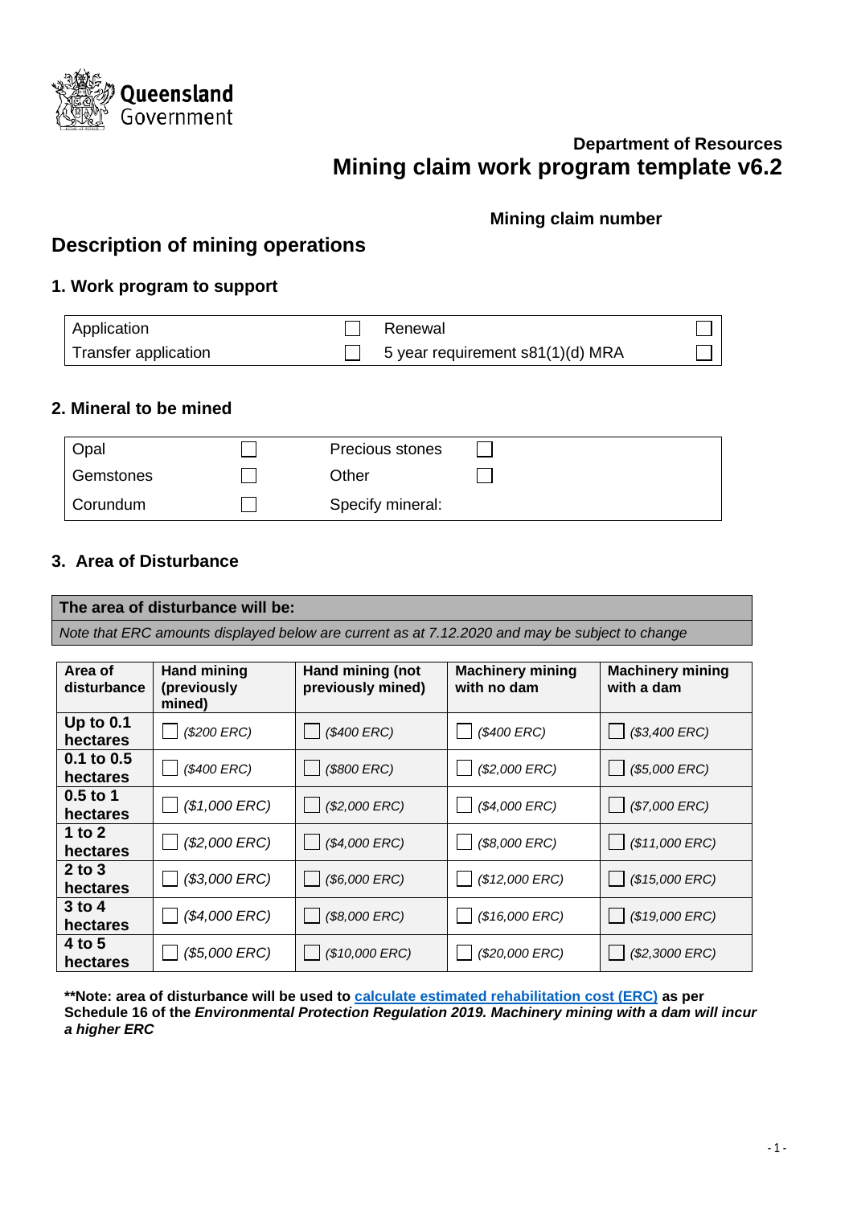Queensland Government

Department of Resources

# Mining claim work program template v6.2

**Mining claim number**

## Description of mining operations

### 1. Work program to support

| | | | |
|---|---|---|---|
| Application | ☐ | Renewal | ☐ |
| Transfer application | ☐ | 5 year requirement s81(1)(d) MRA | ☐ |

### 2. Mineral to be mined

| | | | |
|---|---|---|---|
| Opal | ☐ | Precious stones | ☐ |
| Gemstones | ☐ | Other | ☐ |
| Corundum | ☐ | Specify mineral: | |

### 3. Area of Disturbance

**The area of disturbance will be:**

*Note that ERC amounts displayed below are current as at 7.12.2020 and may be subject to change*

| Area of disturbance | Hand mining (previously mined) | Hand mining (not previously mined) | Machinery mining with no dam | Machinery mining with a dam |
|---|---|---|---|---|
| **Up to 0.1 hectares** | ☐ *($200 ERC)* | ☐ *($400 ERC)* | ☐ *($400 ERC)* | ☐ *($3,400 ERC)* |
| **0.1 to 0.5 hectares** | ☐ *($400 ERC)* | ☐ *($800 ERC)* | ☐ *($2,000 ERC)* | ☐ *($5,000 ERC)* |
| **0.5 to 1 hectares** | ☐ *($1,000 ERC)* | ☐ *($2,000 ERC)* | ☐ *($4,000 ERC)* | ☐ *($7,000 ERC)* |
| **1 to 2 hectares** | ☐ *($2,000 ERC)* | ☐ *($4,000 ERC)* | ☐ *($8,000 ERC)* | ☐ *($11,000 ERC)* |
| **2 to 3 hectares** | ☐ *($3,000 ERC)* | ☐ *($6,000 ERC)* | ☐ *($12,000 ERC)* | ☐ *($15,000 ERC)* |
| **3 to 4 hectares** | ☐ *($4,000 ERC)* | ☐ *($8,000 ERC)* | ☐ *($16,000 ERC)* | ☐ *($19,000 ERC)* |
| **4 to 5 hectares** | ☐ *($5,000 ERC)* | ☐ *($10,000 ERC)* | ☐ *($20,000 ERC)* | ☐ *($2,3000 ERC)* |

**\*\*Note: area of disturbance will be used to [calculate estimated rehabilitation cost (ERC)] as per Schedule 16 of the *Environmental Protection Regulation 2019. Machinery mining with a dam will incur a higher ERC***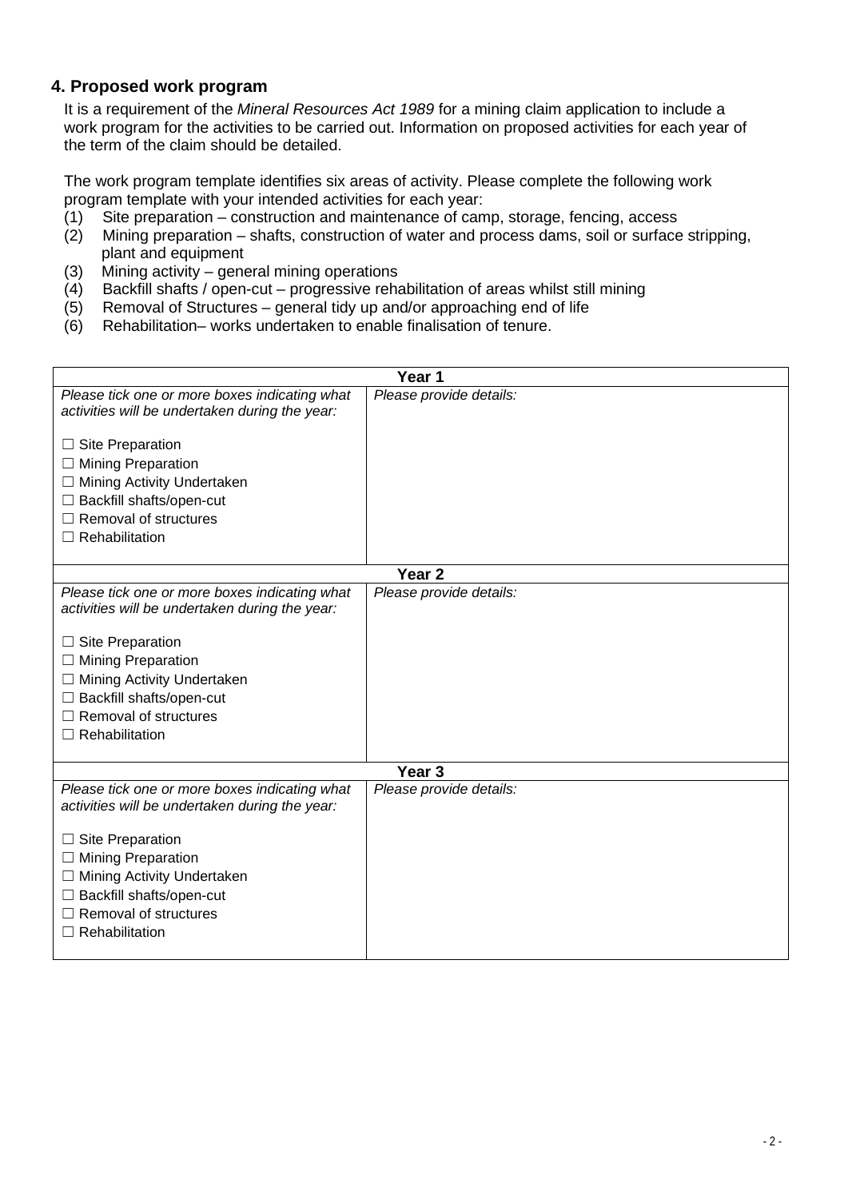## 4. Proposed work program

It is a requirement of the *Mineral Resources Act 1989* for a mining claim application to include a work program for the activities to be carried out. Information on proposed activities for each year of the term of the claim should be detailed.

The work program template identifies six areas of activity. Please complete the following work program template with your intended activities for each year:

(1) Site preparation – construction and maintenance of camp, storage, fencing, access
(2) Mining preparation – shafts, construction of water and process dams, soil or surface stripping, plant and equipment
(3) Mining activity – general mining operations
(4) Backfill shafts / open-cut – progressive rehabilitation of areas whilst still mining
(5) Removal of Structures – general tidy up and/or approaching end of life
(6) Rehabilitation– works undertaken to enable finalisation of tenure.

| Year 1 | |
|---|---|
| *Please tick one or more boxes indicating what activities will be undertaken during the year:*<br><br>☐ Site Preparation<br>☐ Mining Preparation<br>☐ Mining Activity Undertaken<br>☐ Backfill shafts/open-cut<br>☐ Removal of structures<br>☐ Rehabilitation | *Please provide details:* |

| Year 2 | |
|---|---|
| *Please tick one or more boxes indicating what activities will be undertaken during the year:*<br><br>☐ Site Preparation<br>☐ Mining Preparation<br>☐ Mining Activity Undertaken<br>☐ Backfill shafts/open-cut<br>☐ Removal of structures<br>☐ Rehabilitation | *Please provide details:* |

| Year 3 | |
|---|---|
| *Please tick one or more boxes indicating what activities will be undertaken during the year:*<br><br>☐ Site Preparation<br>☐ Mining Preparation<br>☐ Mining Activity Undertaken<br>☐ Backfill shafts/open-cut<br>☐ Removal of structures<br>☐ Rehabilitation | *Please provide details:* |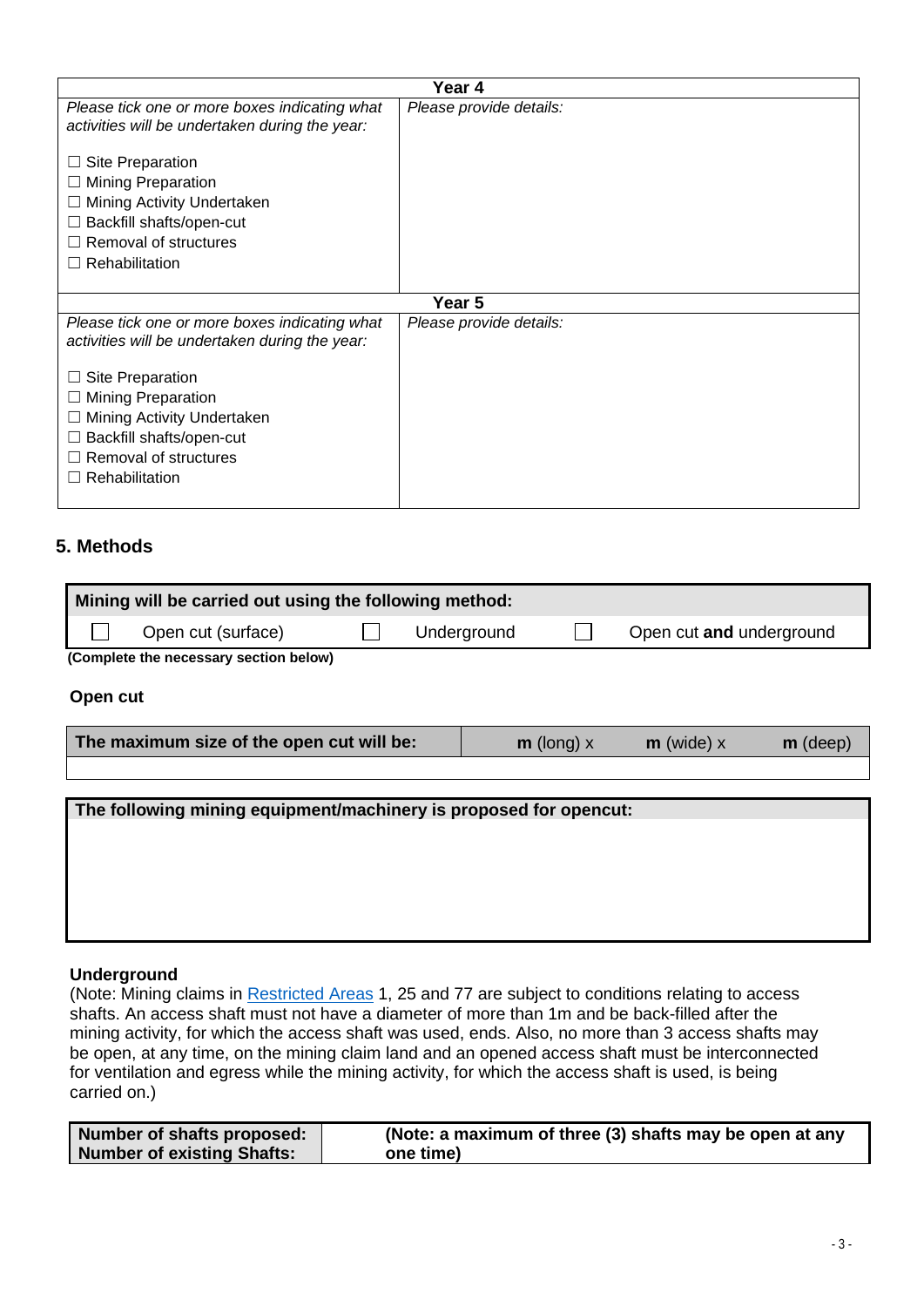| Year 4 | |
|---|---|
| *Please tick one or more boxes indicating what activities will be undertaken during the year:*<br><br>☐ Site Preparation<br>☐ Mining Preparation<br>☐ Mining Activity Undertaken<br>☐ Backfill shafts/open-cut<br>☐ Removal of structures<br>☐ Rehabilitation | *Please provide details:* |

| Year 5 | |
|---|---|
| *Please tick one or more boxes indicating what activities will be undertaken during the year:*<br><br>☐ Site Preparation<br>☐ Mining Preparation<br>☐ Mining Activity Undertaken<br>☐ Backfill shafts/open-cut<br>☐ Removal of structures<br>☐ Rehabilitation | *Please provide details:* |

## 5. Methods

| Mining will be carried out using the following method: | | |
|---|---|---|
| ☐ Open cut (surface) | ☐ Underground | ☐ Open cut **and** underground |

**(Complete the necessary section below)**

### Open cut

| The maximum size of the open cut will be: | **m** (long) x | **m** (wide) x | **m** (deep) |
|---|---|---|---|
| | | | |

| The following mining equipment/machinery is proposed for opencut: |
|---|
| |

### Underground

(Note: Mining claims in Restricted Areas 1, 25 and 77 are subject to conditions relating to access shafts. An access shaft must not have a diameter of more than 1m and be back-filled after the mining activity, for which the access shaft was used, ends. Also, no more than 3 access shafts may be open, at any time, on the mining claim land and an opened access shaft must be interconnected for ventilation and egress while the mining activity, for which the access shaft is used, is being carried on.)

| Number of shafts proposed: | | **(Note: a maximum of three (3) shafts may be open at any one time)** |
|---|---|---|
| **Number of existing Shafts:** | | |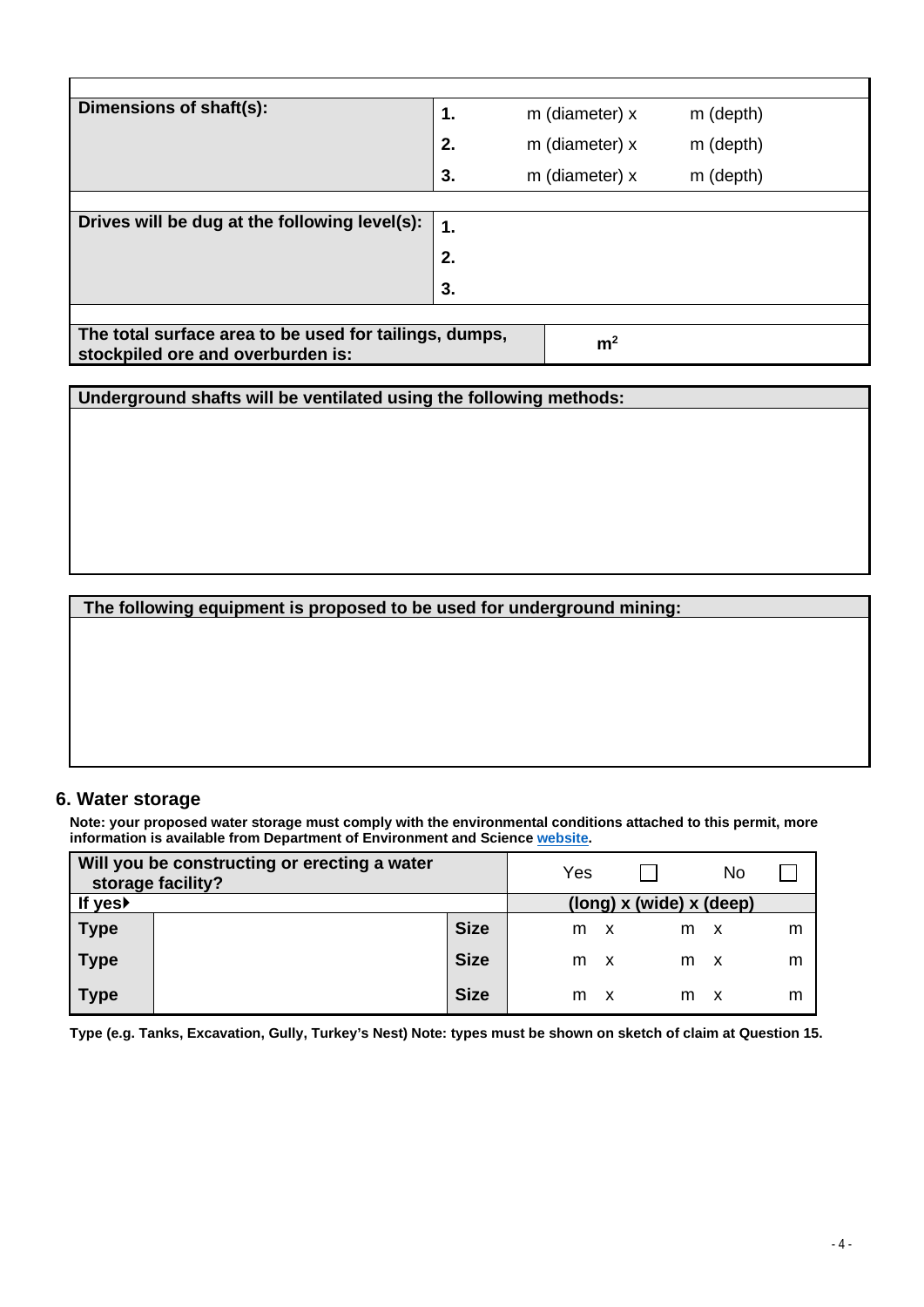| | | | |
|---|---|---|---|
| **Dimensions of shaft(s):** | **1.** | m (diameter) x | m (depth) |
| | **2.** | m (diameter) x | m (depth) |
| | **3.** | m (diameter) x | m (depth) |

| | |
|---|---|
| **Drives will be dug at the following level(s):** | **1.** |
| | **2.** |
| | **3.** |

| | |
|---|---|
| **The total surface area to be used for tailings, dumps, stockpiled ore and overburden is:** | **m²** |

| **Underground shafts will be ventilated using the following methods:** |
|---|
| |

| **The following equipment is proposed to be used for underground mining:** |
|---|
| |

## 6. Water storage

**Note: your proposed water storage must comply with the environmental conditions attached to this permit, more information is available from Department of Environment and Science [website](website).**

| **Will you be constructing or erecting a water storage facility?** | | | Yes ☐ No ☐ |
|---|---|---|---|
| **If yes▸** | | | **(long) x (wide) x (deep)** |
| **Type** | | **Size** | m x m x m |
| **Type** | | **Size** | m x m x m |
| **Type** | | **Size** | m x m x m |

**Type (e.g. Tanks, Excavation, Gully, Turkey's Nest) Note: types must be shown on sketch of claim at Question 15.**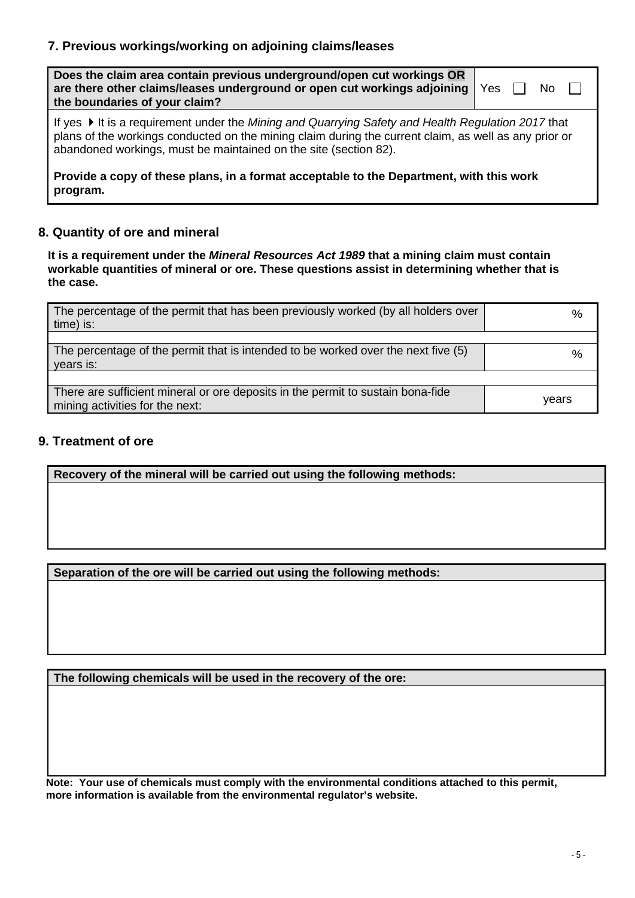## 7. Previous workings/working on adjoining claims/leases

| **Does the claim area contain previous underground/open cut workings OR are there other claims/leases underground or open cut workings adjoining the boundaries of your claim?** | Yes ☐ No ☐ |
|---|---|

If yes ▶ It is a requirement under the *Mining and Quarrying Safety and Health Regulation 2017* that plans of the workings conducted on the mining claim during the current claim, as well as any prior or abandoned workings, must be maintained on the site (section 82).

**Provide a copy of these plans, in a format acceptable to the Department, with this work program.**

## 8. Quantity of ore and mineral

**It is a requirement under the *Mineral Resources Act 1989* that a mining claim must contain workable quantities of mineral or ore. These questions assist in determining whether that is the case.**

| | |
|---|---|
| The percentage of the permit that has been previously worked (by all holders over time) is: | % |
| The percentage of the permit that is intended to be worked over the next five (5) years is: | % |
| There are sufficient mineral or ore deposits in the permit to sustain bona-fide mining activities for the next: | years |

## 9. Treatment of ore

| **Recovery of the mineral will be carried out using the following methods:** |
|---|
| |

| **Separation of the ore will be carried out using the following methods:** |
|---|
| |

| **The following chemicals will be used in the recovery of the ore:** |
|---|
| |

**Note: Your use of chemicals must comply with the environmental conditions attached to this permit, more information is available from the environmental regulator's website.**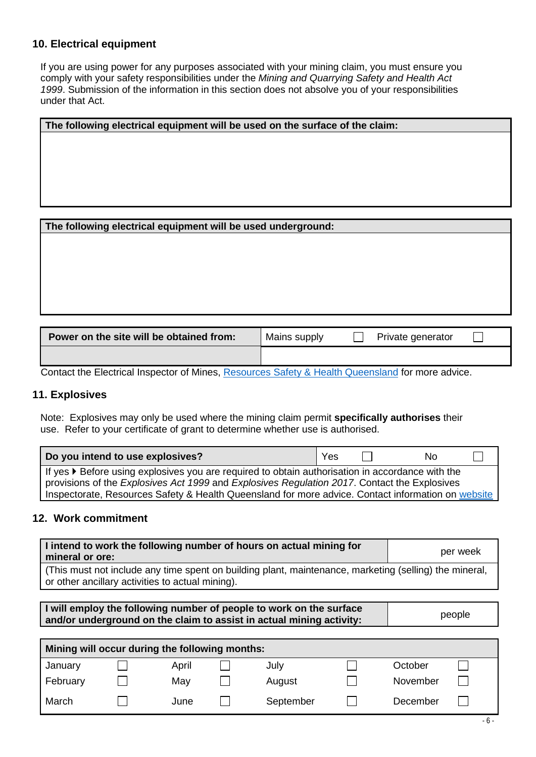## 10. Electrical equipment

If you are using power for any purposes associated with your mining claim, you must ensure you comply with your safety responsibilities under the *Mining and Quarrying Safety and Health Act 1999*. Submission of the information in this section does not absolve you of your responsibilities under that Act.

| The following electrical equipment will be used on the surface of the claim: |
|---|
| |

| The following electrical equipment will be used underground: |
|---|
| |

| Power on the site will be obtained from: | Mains supply ☐ | Private generator ☐ |
|---|---|---|
| | | |

Contact the Electrical Inspector of Mines, Resources Safety & Health Queensland for more advice.

## 11. Explosives

Note: Explosives may only be used where the mining claim permit **specifically authorises** their use. Refer to your certificate of grant to determine whether use is authorised.

| Do you intend to use explosives? | Yes ☐ | No ☐ |
|---|---|---|
| If yes ▶ Before using explosives you are required to obtain authorisation in accordance with the provisions of the *Explosives Act 1999* and *Explosives Regulation 2017*. Contact the Explosives Inspectorate, Resources Safety & Health Queensland for more advice. Contact information on website | | |

## 12. Work commitment

| I intend to work the following number of hours on actual mining for mineral or ore: | per week |
|---|---|
| (This must not include any time spent on building plant, maintenance, marketing (selling) the mineral, or other ancillary activities to actual mining). | |

| I will employ the following number of people to work on the surface and/or underground on the claim to assist in actual mining activity: | people |
|---|---|

| Mining will occur during the following months: | | | | | | | |
|---|---|---|---|---|---|---|---|
| January | ☐ | April | ☐ | July | ☐ | October | ☐ |
| February | ☐ | May | ☐ | August | ☐ | November | ☐ |
| March | ☐ | June | ☐ | September | ☐ | December | ☐ |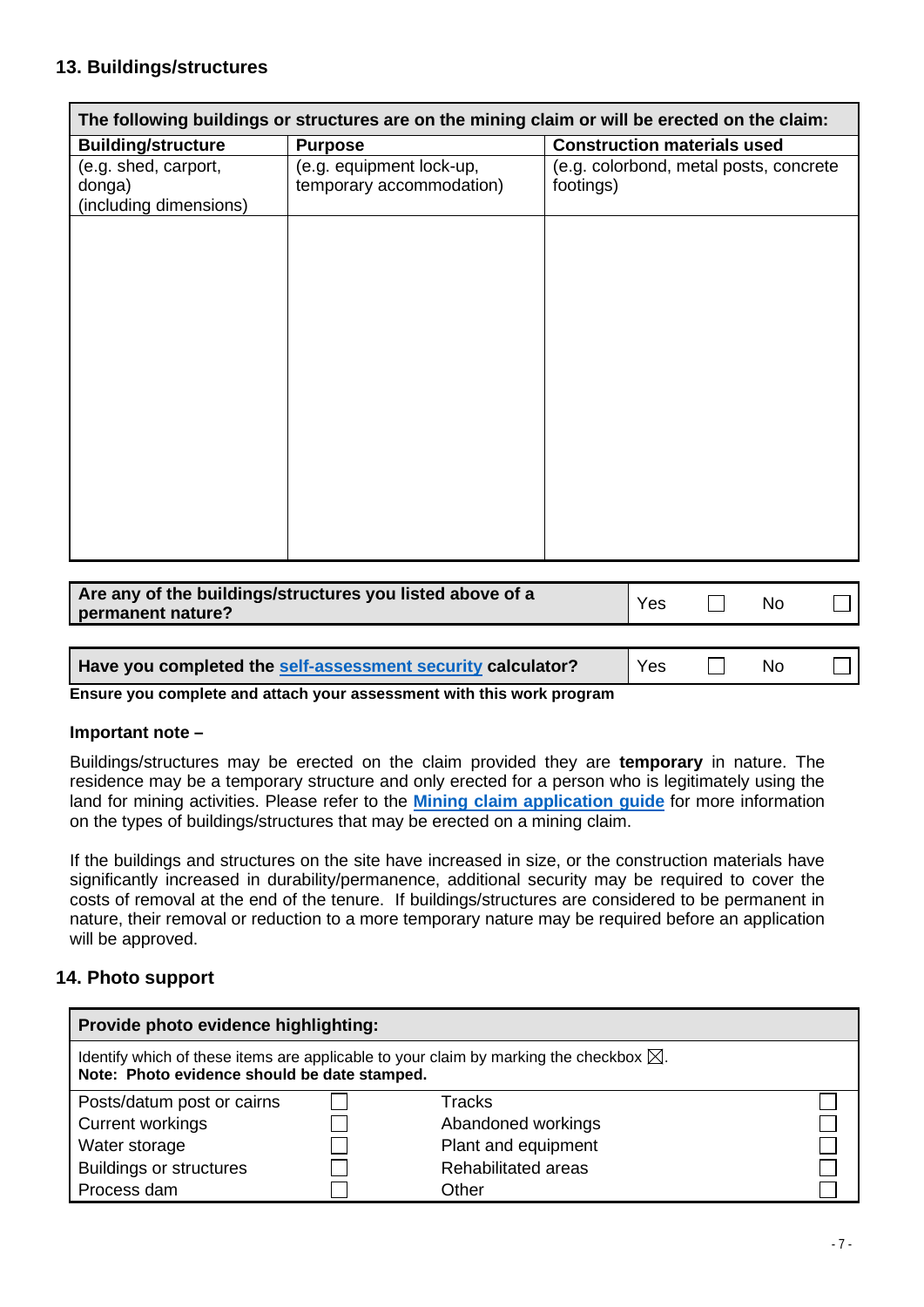## 13. Buildings/structures

| The following buildings or structures are on the mining claim or will be erected on the claim: | | |
|---|---|---|
| **Building/structure** | **Purpose** | **Construction materials used** |
| (e.g. shed, carport, donga) (including dimensions) | (e.g. equipment lock-up, temporary accommodation) | (e.g. colorbond, metal posts, concrete footings) |
| | | |

| **Are any of the buildings/structures you listed above of a permanent nature?** | Yes ☐ | No ☐ |
|---|---|---|

| **Have you completed the self-assessment security calculator?** | Yes ☐ | No ☐ |
|---|---|---|

**Ensure you complete and attach your assessment with this work program**

**Important note –**

Buildings/structures may be erected on the claim provided they are **temporary** in nature. The residence may be a temporary structure and only erected for a person who is legitimately using the land for mining activities. Please refer to the **Mining claim application guide** for more information on the types of buildings/structures that may be erected on a mining claim.

If the buildings and structures on the site have increased in size, or the construction materials have significantly increased in durability/permanence, additional security may be required to cover the costs of removal at the end of the tenure. If buildings/structures are considered to be permanent in nature, their removal or reduction to a more temporary nature may be required before an application will be approved.

## 14. Photo support

| **Provide photo evidence highlighting:** | | | |
|---|---|---|---|
| Identify which of these items are applicable to your claim by marking the checkbox ☒. **Note: Photo evidence should be date stamped.** | | | |
| Posts/datum post or cairns | ☐ | Tracks | ☐ |
| Current workings | ☐ | Abandoned workings | ☐ |
| Water storage | ☐ | Plant and equipment | ☐ |
| Buildings or structures | ☐ | Rehabilitated areas | ☐ |
| Process dam | ☐ | Other | ☐ |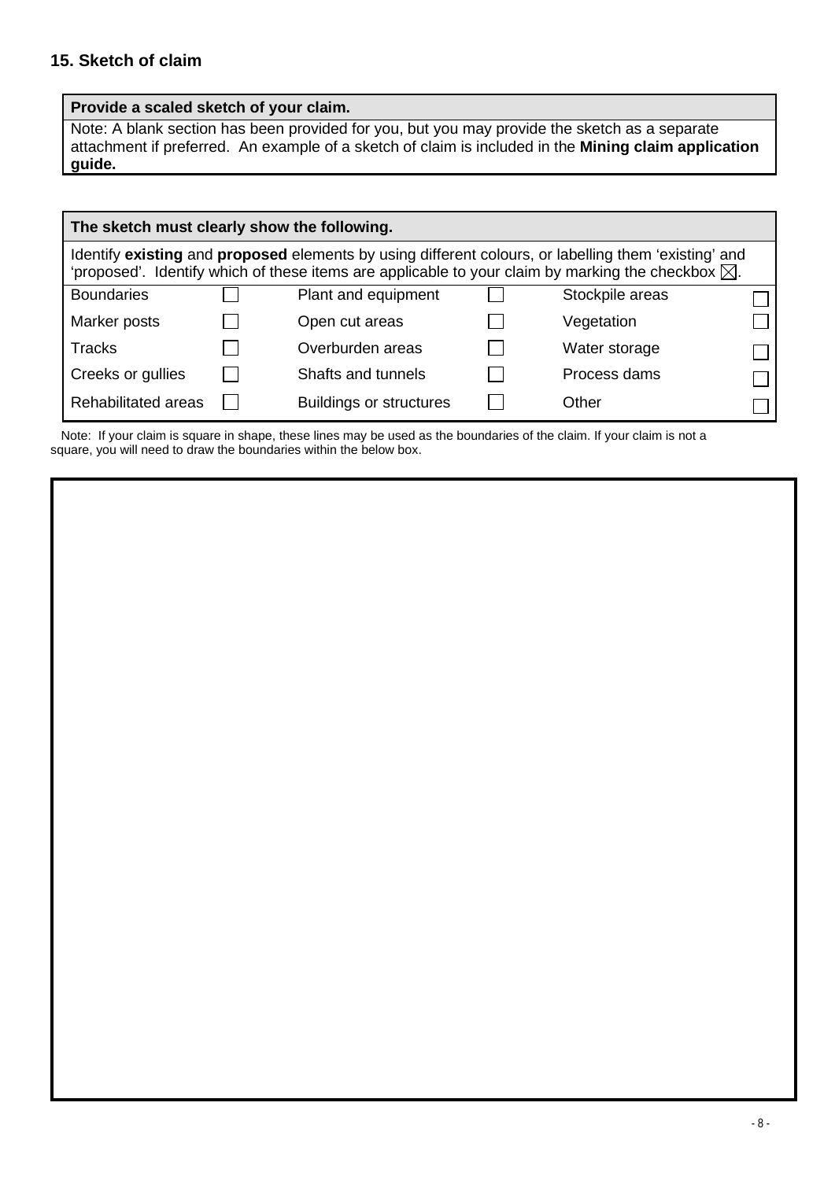## 15. Sketch of claim

| **Provide a scaled sketch of your claim.** |
|---|
| Note: A blank section has been provided for you, but you may provide the sketch as a separate attachment if preferred. An example of a sketch of claim is included in the **Mining claim application guide.** |

| **The sketch must clearly show the following.** | | | | | |
|---|---|---|---|---|---|
| Identify **existing** and **proposed** elements by using different colours, or labelling them 'existing' and 'proposed'. Identify which of these items are applicable to your claim by marking the checkbox ☒. | | | | | |
| Boundaries | ☐ | Plant and equipment | ☐ | Stockpile areas | ☐ |
| Marker posts | ☐ | Open cut areas | ☐ | Vegetation | ☐ |
| Tracks | ☐ | Overburden areas | ☐ | Water storage | ☐ |
| Creeks or gullies | ☐ | Shafts and tunnels | ☐ | Process dams | ☐ |
| Rehabilitated areas | ☐ | Buildings or structures | ☐ | Other | ☐ |

Note: If your claim is square in shape, these lines may be used as the boundaries of the claim. If your claim is not a square, you will need to draw the boundaries within the below box.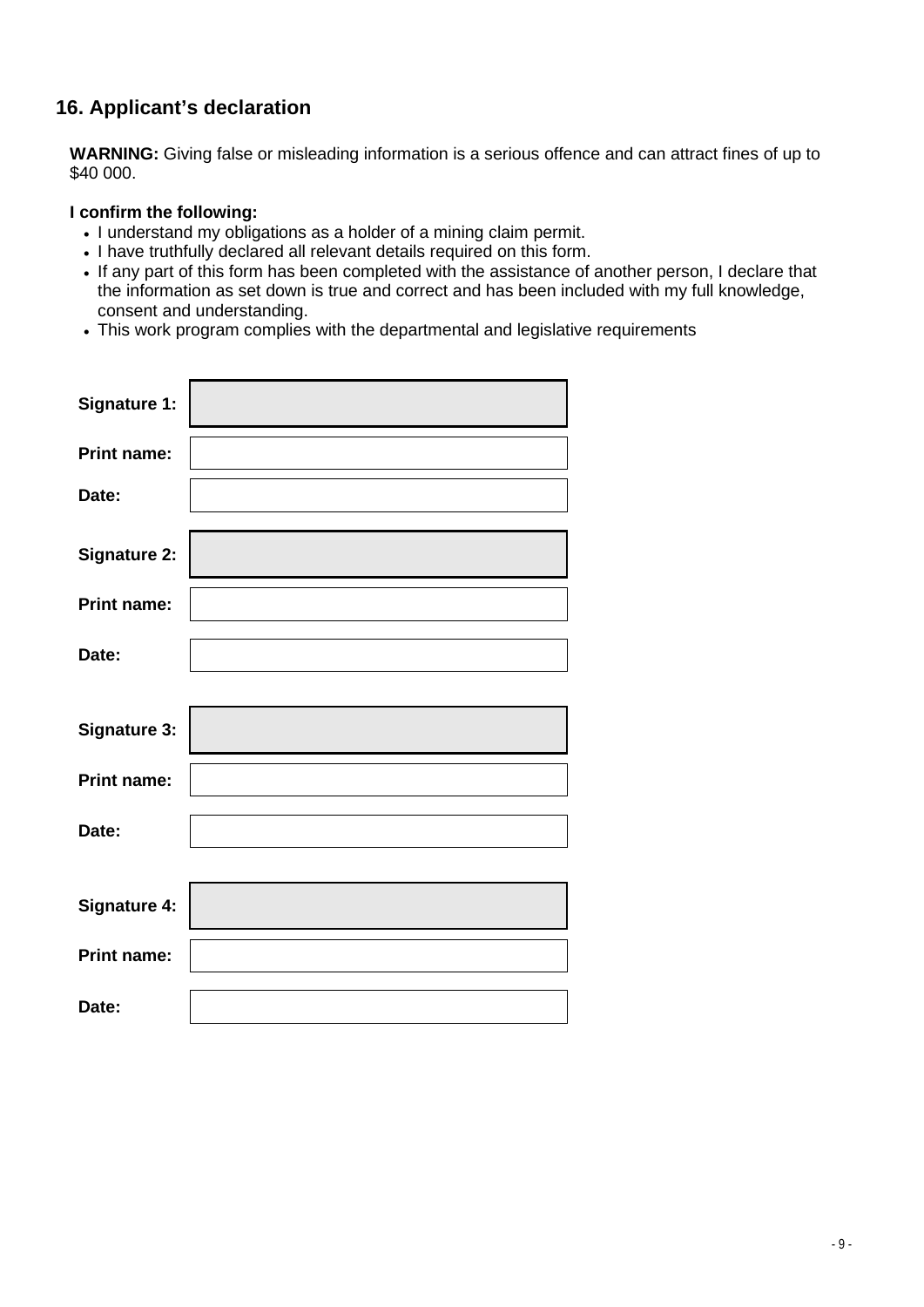## 16. Applicant's declaration

**WARNING:** Giving false or misleading information is a serious offence and can attract fines of up to $40 000.

**I confirm the following:**

- I understand my obligations as a holder of a mining claim permit.
- I have truthfully declared all relevant details required on this form.
- If any part of this form has been completed with the assistance of another person, I declare that the information as set down is true and correct and has been included with my full knowledge, consent and understanding.
- This work program complies with the departmental and legislative requirements

| | |
|---|---|
| **Signature 1:** | |
| **Print name:** | |
| **Date:** | |
| **Signature 2:** | |
| **Print name:** | |
| **Date:** | |
| **Signature 3:** | |
| **Print name:** | |
| **Date:** | |
| **Signature 4:** | |
| **Print name:** | |
| **Date:** | |